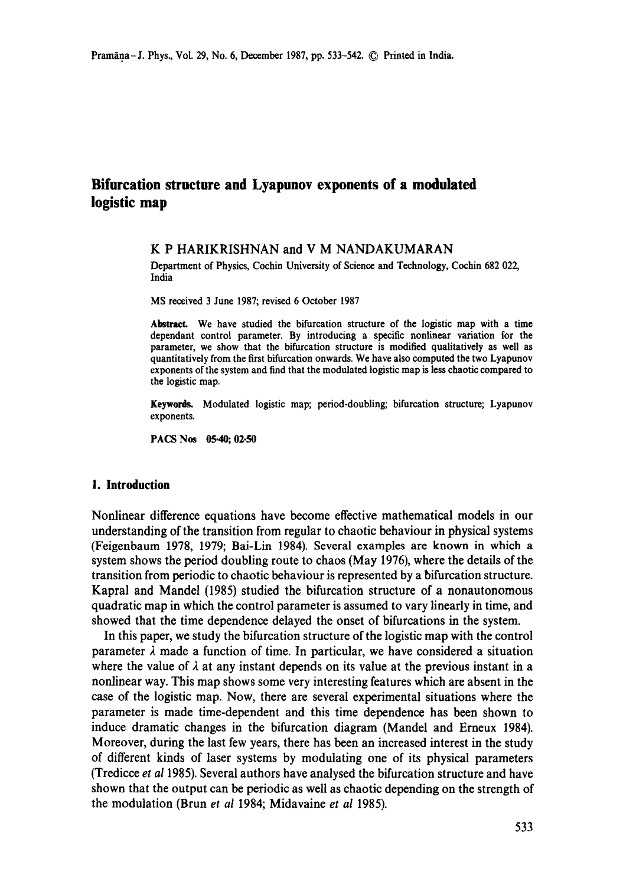# Bifurcation structure and Lyapunov exponents of a modulated logistic map

K P HARIKRISHNAN and V M NANDAKUMARAN

Department of Physics, Cochin University of Science and Technology, Cochin 682 022, India

MS received 3 June 1987; revised 6 October 1987

**Abstract.** We have studied the bifurcation structure of the logistic map with a time dependant control parameter. By introducing a specific nonlinear variation for the parameter, we show that the bifurcation structure is modified qualitatively as well as quantitatively from the first bifurcation onwards. We have also computed the two Lyapunov exponents of the system and find that the modulated logistic map is less chaotic compared to the logistic map.

**Keywords.** Modulated logistic map; period-doubling; bifurcation structure; Lyapunov exponents.

**PACS Nos** 05·40; 02·50

## 1. Introduction

Nonlinear difference equations have become effective mathematical models in our understanding of the transition from regular to chaotic behaviour in physical systems (Feigenbaum 1978, 1979; Bai-Lin 1984). Several examples are known in which a system shows the period doubling route to chaos (May 1976), where the details of the transition from periodic to chaotic behaviour is represented by a bifurcation structure. Kapral and Mandel (1985) studied the bifurcation structure of a nonautonomous quadratic map in which the control parameter is assumed to vary linearly in time, and showed that the time dependence delayed the onset of bifurcations in the system.

In this paper, we study the bifurcation structure of the logistic map with the control parameter $\lambda$ made a function of time. In particular, we have considered a situation where the value of $\lambda$ at any instant depends on its value at the previous instant in a nonlinear way. This map shows some very interesting features which are absent in the case of the logistic map. Now, there are several experimental situations where the parameter is made time-dependent and this time dependence has been shown to induce dramatic changes in the bifurcation diagram (Mandel and Erneux 1984). Moreover, during the last few years, there has been an increased interest in the study of different kinds of laser systems by modulating one of its physical parameters (Tredicce *et al* 1985). Several authors have analysed the bifurcation structure and have shown that the output can be periodic as well as chaotic depending on the strength of the modulation (Brun *et al* 1984; Midavaine *et al* 1985).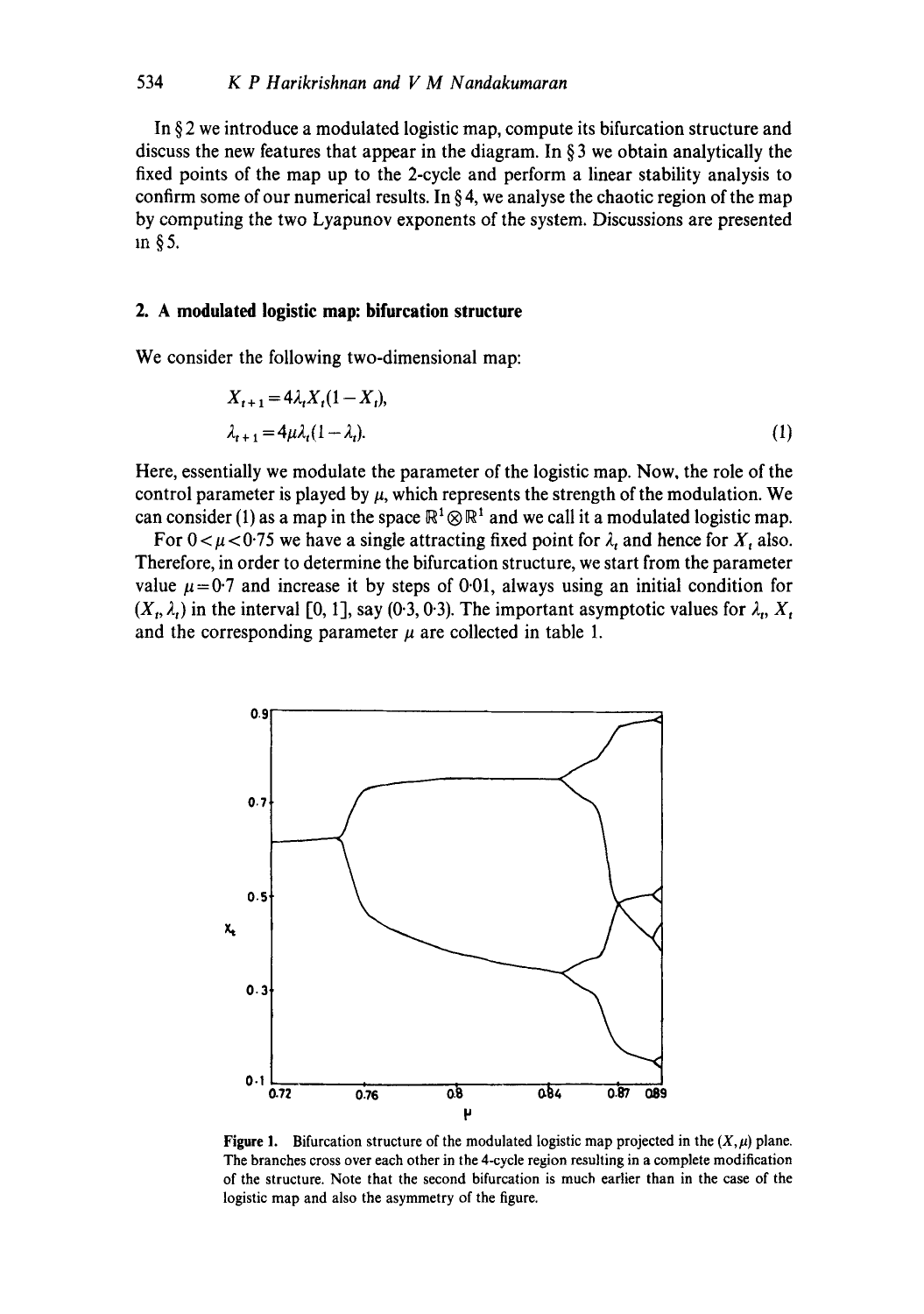In § 2 we introduce a modulated logistic map, compute its bifurcation structure and discuss the new features that appear in the diagram. In § 3 we obtain analytically the fixed points of the map up to the 2-cycle and perform a linear stability analysis to confirm some of our numerical results. In § 4, we analyse the chaotic region of the map by computing the two Lyapunov exponents of the system. Discussions are presented in § 5.

## 2. A modulated logistic map: bifurcation structure

We consider the following two-dimensional map:

$$
\begin{aligned}
X_{t+1} &= 4\lambda_t X_t(1 - X_t), \\
\lambda_{t+1} &= 4\mu\lambda_t(1 - \lambda_t).
\end{aligned}
\tag{1}
$$

Here, essentially we modulate the parameter of the logistic map. Now, the role of the control parameter is played by $\mu$, which represents the strength of the modulation. We can consider (1) as a map in the space $\mathbb{R}^1 \otimes \mathbb{R}^1$ and we call it a modulated logistic map.

For $0 < \mu < 0.75$ we have a single attracting fixed point for $\lambda_t$ and hence for $X_t$ also. Therefore, in order to determine the bifurcation structure, we start from the parameter value $\mu = 0.7$ and increase it by steps of 0.01, always using an initial condition for $(X_t, \lambda_t)$ in the interval [0, 1], say (0.3, 0.3). The important asymptotic values for $\lambda_t$, $X_t$ and the corresponding parameter $\mu$ are collected in table 1.

**Figure 1.** Bifurcation structure of the modulated logistic map projected in the $(X, \mu)$ plane. The branches cross over each other in the 4-cycle region resulting in a complete modification of the structure. Note that the second bifurcation is much earlier than in the case of the logistic map and also the asymmetry of the figure.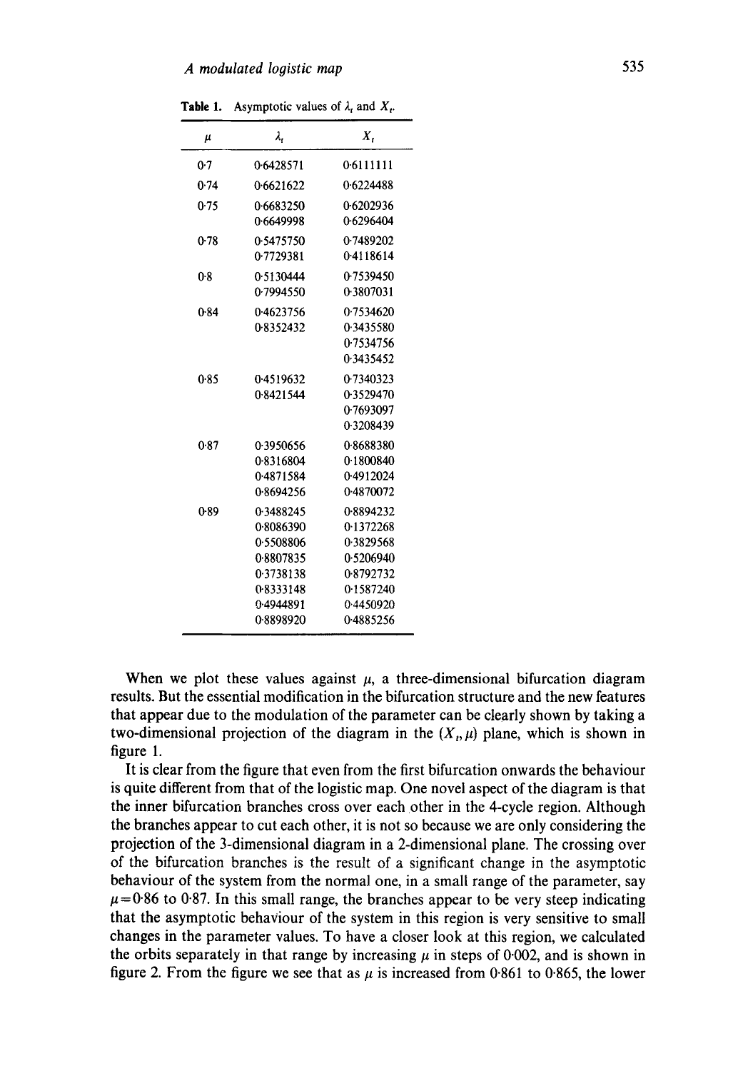**Table 1.** Asymptotic values of $\lambda_t$ and $X_t$.

| $\mu$ | $\lambda_t$ | $X_t$ |
|---|---|---|
| 0·7 | 0·6428571 | 0·6111111 |
| 0·74 | 0·6621622 | 0·6224488 |
| 0·75 | 0·6683250 | 0·6202936 |
| | 0·6649998 | 0·6296404 |
| 0·78 | 0·5475750 | 0·7489202 |
| | 0·7729381 | 0·4118614 |
| 0·8 | 0·5130444 | 0·7539450 |
| | 0·7994550 | 0·3807031 |
| 0·84 | 0·4623756 | 0·7534620 |
| | 0·8352432 | 0·3435580 |
| | | 0·7534756 |
| | | 0·3435452 |
| 0·85 | 0·4519632 | 0·7340323 |
| | 0·8421544 | 0·3529470 |
| | | 0·7693097 |
| | | 0·3208439 |
| 0·87 | 0·3950656 | 0·8688380 |
| | 0·8316804 | 0·1800840 |
| | 0·4871584 | 0·4912024 |
| | 0·8694256 | 0·4870072 |
| 0·89 | 0·3488245 | 0·8894232 |
| | 0·8086390 | 0·1372268 |
| | 0·5508806 | 0·3829568 |
| | 0·8807835 | 0·5206940 |
| | 0·3738138 | 0·8792732 |
| | 0·8333148 | 0·1587240 |
| | 0·4944891 | 0·4450920 |
| | 0·8898920 | 0·4885256 |

When we plot these values against $\mu$, a three-dimensional bifurcation diagram results. But the essential modification in the bifurcation structure and the new features that appear due to the modulation of the parameter can be clearly shown by taking a two-dimensional projection of the diagram in the $(X_t, \mu)$ plane, which is shown in figure 1.

It is clear from the figure that even from the first bifurcation onwards the behaviour is quite different from that of the logistic map. One novel aspect of the diagram is that the inner bifurcation branches cross over each other in the 4-cycle region. Although the branches appear to cut each other, it is not so because we are only considering the projection of the 3-dimensional diagram in a 2-dimensional plane. The crossing over of the bifurcation branches is the result of a significant change in the asymptotic behaviour of the system from the normal one, in a small range of the parameter, say $\mu = 0{\cdot}86$ to 0·87. In this small range, the branches appear to be very steep indicating that the asymptotic behaviour of the system in this region is very sensitive to small changes in the parameter values. To have a closer look at this region, we calculated the orbits separately in that range by increasing $\mu$ in steps of 0·002, and is shown in figure 2. From the figure we see that as $\mu$ is increased from 0·861 to 0·865, the lower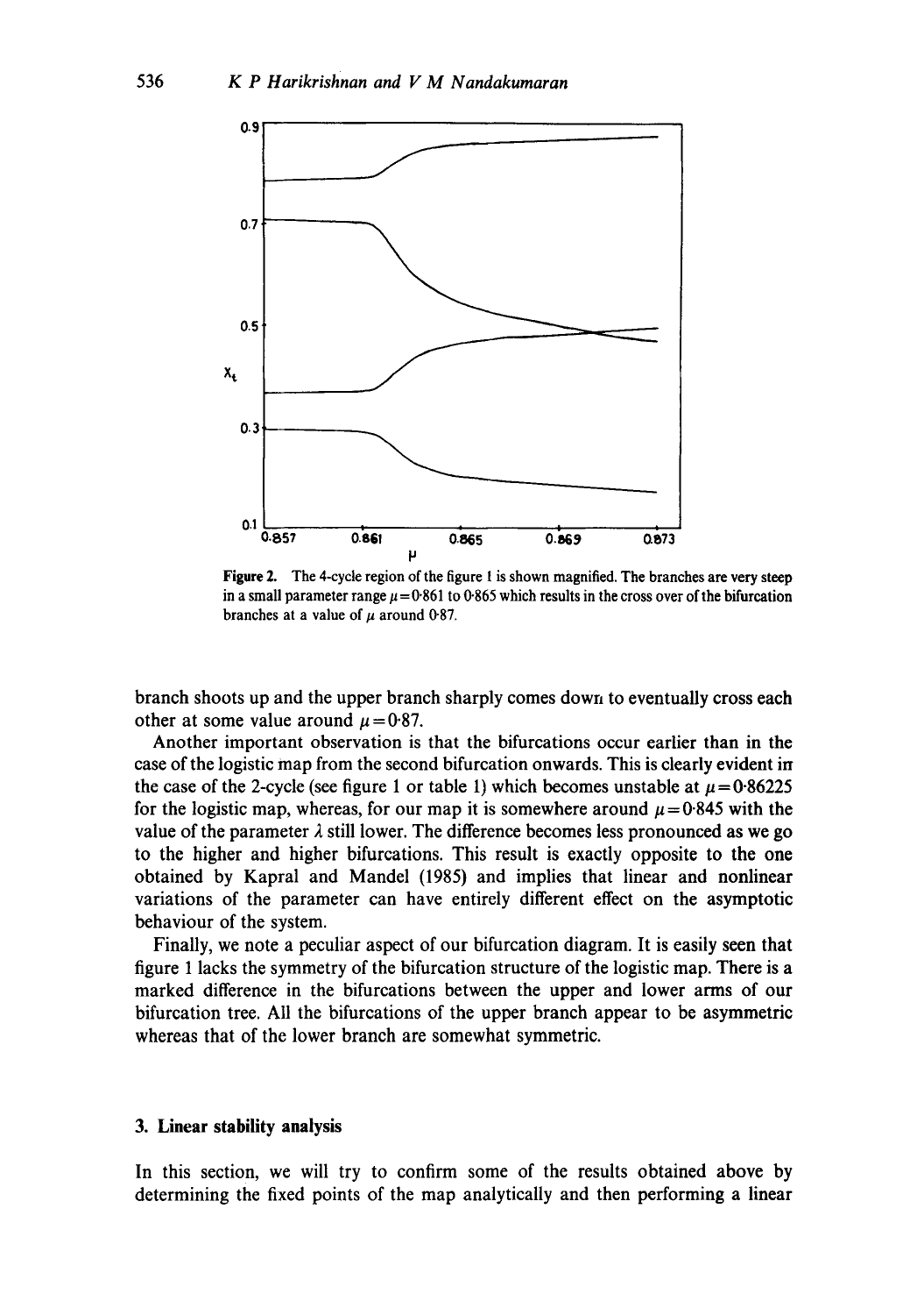Figure 2. The 4-cycle region of the figure 1 is shown magnified. The branches are very steep in a small parameter range $\mu = 0{\cdot}861$ to $0{\cdot}865$ which results in the cross over of the bifurcation branches at a value of $\mu$ around $0{\cdot}87$.

branch shoots up and the upper branch sharply comes down to eventually cross each other at some value around $\mu = 0{\cdot}87$.

Another important observation is that the bifurcations occur earlier than in the case of the logistic map from the second bifurcation onwards. This is clearly evident in the case of the 2-cycle (see figure 1 or table 1) which becomes unstable at $\mu = 0{\cdot}86225$ for the logistic map, whereas, for our map it is somewhere around $\mu = 0{\cdot}845$ with the value of the parameter $\lambda$ still lower. The difference becomes less pronounced as we go to the higher and higher bifurcations. This result is exactly opposite to the one obtained by Kapral and Mandel (1985) and implies that linear and nonlinear variations of the parameter can have entirely different effect on the asymptotic behaviour of the system.

Finally, we note a peculiar aspect of our bifurcation diagram. It is easily seen that figure 1 lacks the symmetry of the bifurcation structure of the logistic map. There is a marked difference in the bifurcations between the upper and lower arms of our bifurcation tree. All the bifurcations of the upper branch appear to be asymmetric whereas that of the lower branch are somewhat symmetric.

## 3. Linear stability analysis

In this section, we will try to confirm some of the results obtained above by determining the fixed points of the map analytically and then performing a linear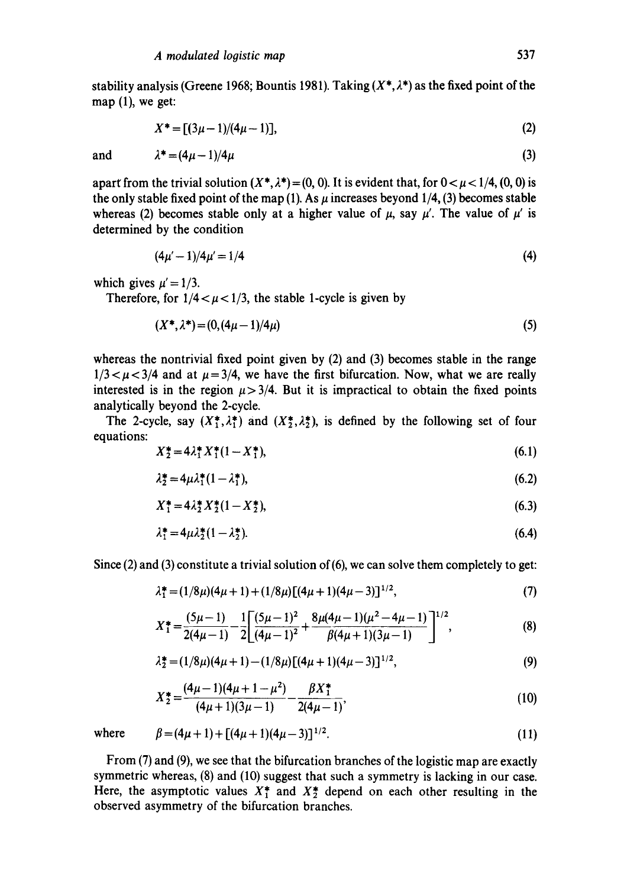stability analysis (Greene 1968; Bountis 1981). Taking $(X^*, \lambda^*)$ as the fixed point of the map (1), we get:

$$X^* = [(3\mu - 1)/(4\mu - 1)], \tag{2}$$

and

$$\lambda^* = (4\mu - 1)/4\mu \tag{3}$$

apart from the trivial solution $(X^*, \lambda^*) = (0, 0)$. It is evident that, for $0 < \mu < 1/4$, $(0, 0)$ is the only stable fixed point of the map (1). As $\mu$ increases beyond 1/4, (3) becomes stable whereas (2) becomes stable only at a higher value of $\mu$, say $\mu'$. The value of $\mu'$ is determined by the condition

$$(4\mu' - 1)/4\mu' = 1/4 \tag{4}$$

which gives $\mu' = 1/3$.

Therefore, for $1/4 < \mu < 1/3$, the stable 1-cycle is given by

$$(X^*, \lambda^*) = (0, (4\mu - 1)/4\mu) \tag{5}$$

whereas the nontrivial fixed point given by (2) and (3) becomes stable in the range $1/3 < \mu < 3/4$ and at $\mu = 3/4$, we have the first bifurcation. Now, what we are really interested is in the region $\mu > 3/4$. But it is impractical to obtain the fixed points analytically beyond the 2-cycle.

The 2-cycle, say $(X_1^*, \lambda_1^*)$ and $(X_2^*, \lambda_2^*)$, is defined by the following set of four equations:

$$X_2^* = 4\lambda_1^* X_1^* (1 - X_1^*), \tag{6.1}$$

$$\lambda_2^* = 4\mu\lambda_1^*(1 - \lambda_1^*), \tag{6.2}$$

$$X_1^* = 4\lambda_2^* X_2^* (1 - X_2^*), \tag{6.3}$$

$$\lambda_1^* = 4\mu\lambda_2^*(1 - \lambda_2^*). \tag{6.4}$$

Since (2) and (3) constitute a trivial solution of (6), we can solve them completely to get:

$$\lambda_1^* = (1/8\mu)(4\mu + 1) + (1/8\mu)[(4\mu + 1)(4\mu - 3)]^{1/2}, \tag{7}$$

$$X_1^* = \frac{(5\mu - 1)}{2(4\mu - 1)} - \frac{1}{2}\left[\frac{(5\mu - 1)^2}{(4\mu - 1)^2} + \frac{8\mu(4\mu - 1)(\mu^2 - 4\mu - 1)}{\beta(4\mu + 1)(3\mu - 1)}\right]^{1/2}, \tag{8}$$

$$\lambda_2^* = (1/8\mu)(4\mu + 1) - (1/8\mu)[(4\mu + 1)(4\mu - 3)]^{1/2}, \tag{9}$$

$$X_2^* = \frac{(4\mu - 1)(4\mu + 1 - \mu^2)}{(4\mu + 1)(3\mu - 1)} - \frac{\beta X_1^*}{2(4\mu - 1)}, \tag{10}$$

where

$$\beta = (4\mu + 1) + [(4\mu + 1)(4\mu - 3)]^{1/2}. \tag{11}$$

From (7) and (9), we see that the bifurcation branches of the logistic map are exactly symmetric whereas, (8) and (10) suggest that such a symmetry is lacking in our case. Here, the asymptotic values $X_1^*$ and $X_2^*$ depend on each other resulting in the observed asymmetry of the bifurcation branches.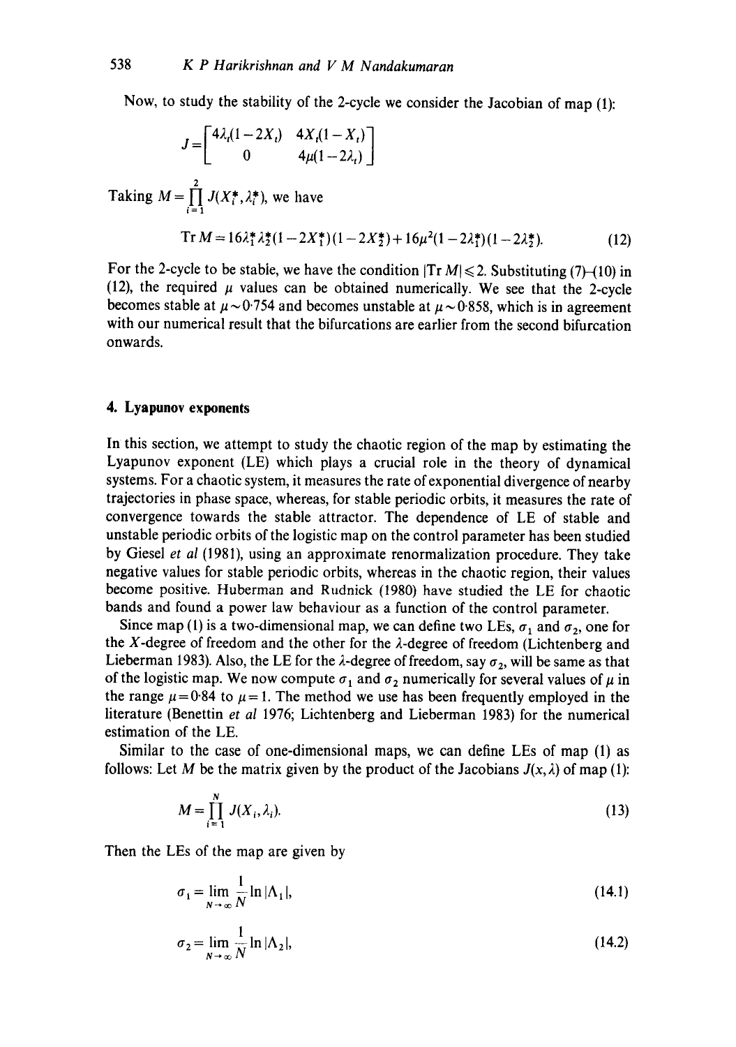Now, to study the stability of the 2-cycle we consider the Jacobian of map (1):

$$J = \begin{bmatrix} 4\lambda_t(1-2X_t) & 4X_t(1-X_t) \\ 0 & 4\mu(1-2\lambda_t) \end{bmatrix}$$

Taking $M = \prod_{i=1}^{2} J(X_i^*, \lambda_i^*)$, we have

$$\operatorname{Tr} M = 16\lambda_1^*\lambda_2^*(1-2X_1^*)(1-2X_2^*) + 16\mu^2(1-2\lambda_1^*)(1-2\lambda_2^*). \tag{12}$$

For the 2-cycle to be stable, we have the condition $|\operatorname{Tr} M| \leqslant 2$. Substituting (7)–(10) in (12), the required $\mu$ values can be obtained numerically. We see that the 2-cycle becomes stable at $\mu \sim 0{\cdot}754$ and becomes unstable at $\mu \sim 0{\cdot}858$, which is in agreement with our numerical result that the bifurcations are earlier from the second bifurcation onwards.

## 4. Lyapunov exponents

In this section, we attempt to study the chaotic region of the map by estimating the Lyapunov exponent (LE) which plays a crucial role in the theory of dynamical systems. For a chaotic system, it measures the rate of exponential divergence of nearby trajectories in phase space, whereas, for stable periodic orbits, it measures the rate of convergence towards the stable attractor. The dependence of LE of stable and unstable periodic orbits of the logistic map on the control parameter has been studied by Giesel *et al* (1981), using an approximate renormalization procedure. They take negative values for stable periodic orbits, whereas in the chaotic region, their values become positive. Huberman and Rudnick (1980) have studied the LE for chaotic bands and found a power law behaviour as a function of the control parameter.

Since map (1) is a two-dimensional map, we can define two LEs, $\sigma_1$ and $\sigma_2$, one for the $X$-degree of freedom and the other for the $\lambda$-degree of freedom (Lichtenberg and Lieberman 1983). Also, the LE for the $\lambda$-degree of freedom, say $\sigma_2$, will be same as that of the logistic map. We now compute $\sigma_1$ and $\sigma_2$ numerically for several values of $\mu$ in the range $\mu = 0{\cdot}84$ to $\mu = 1$. The method we use has been frequently employed in the literature (Benettin *et al* 1976; Lichtenberg and Lieberman 1983) for the numerical estimation of the LE.

Similar to the case of one-dimensional maps, we can define LEs of map (1) as follows: Let $M$ be the matrix given by the product of the Jacobians $J(x, \lambda)$ of map (1):

$$M = \prod_{i=1}^{N} J(X_i, \lambda_i). \tag{13}$$

Then the LEs of the map are given by

$$\sigma_1 = \lim_{N \to \infty} \frac{1}{N} \ln |\Lambda_1|, \tag{14.1}$$

$$\sigma_2 = \lim_{N \to \infty} \frac{1}{N} \ln |\Lambda_2|, \tag{14.2}$$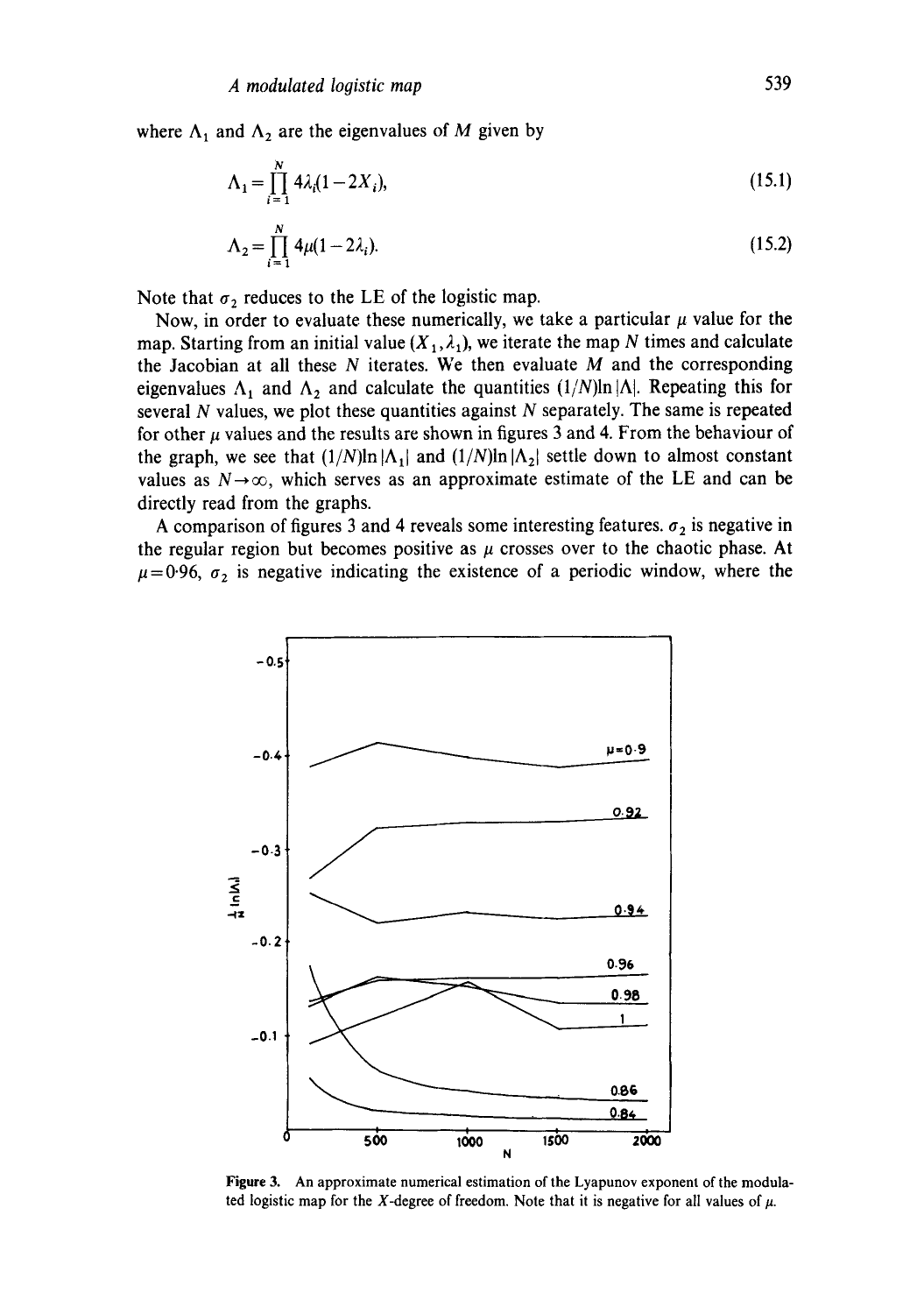where $\Lambda_1$ and $\Lambda_2$ are the eigenvalues of $M$ given by

$$\Lambda_1 = \prod_{i=1}^{N} 4\lambda_i(1-2X_i), \tag{15.1}$$

$$\Lambda_2 = \prod_{i=1}^{N} 4\mu(1-2\lambda_i). \tag{15.2}$$

Note that $\sigma_2$ reduces to the LE of the logistic map.

Now, in order to evaluate these numerically, we take a particular $\mu$ value for the map. Starting from an initial value $(X_1, \lambda_1)$, we iterate the map $N$ times and calculate the Jacobian at all these $N$ iterates. We then evaluate $M$ and the corresponding eigenvalues $\Lambda_1$ and $\Lambda_2$ and calculate the quantities $(1/N)\ln|\Lambda|$. Repeating this for several $N$ values, we plot these quantities against $N$ separately. The same is repeated for other $\mu$ values and the results are shown in figures 3 and 4. From the behaviour of the graph, we see that $(1/N)\ln|\Lambda_1|$ and $(1/N)\ln|\Lambda_2|$ settle down to almost constant values as $N\to\infty$, which serves as an approximate estimate of the LE and can be directly read from the graphs.

A comparison of figures 3 and 4 reveals some interesting features. $\sigma_2$ is negative in the regular region but becomes positive as $\mu$ crosses over to the chaotic phase. At $\mu=0{\cdot}96$, $\sigma_2$ is negative indicating the existence of a periodic window, where the

**Figure 3.** An approximate numerical estimation of the Lyapunov exponent of the modulated logistic map for the $X$-degree of freedom. Note that it is negative for all values of $\mu$.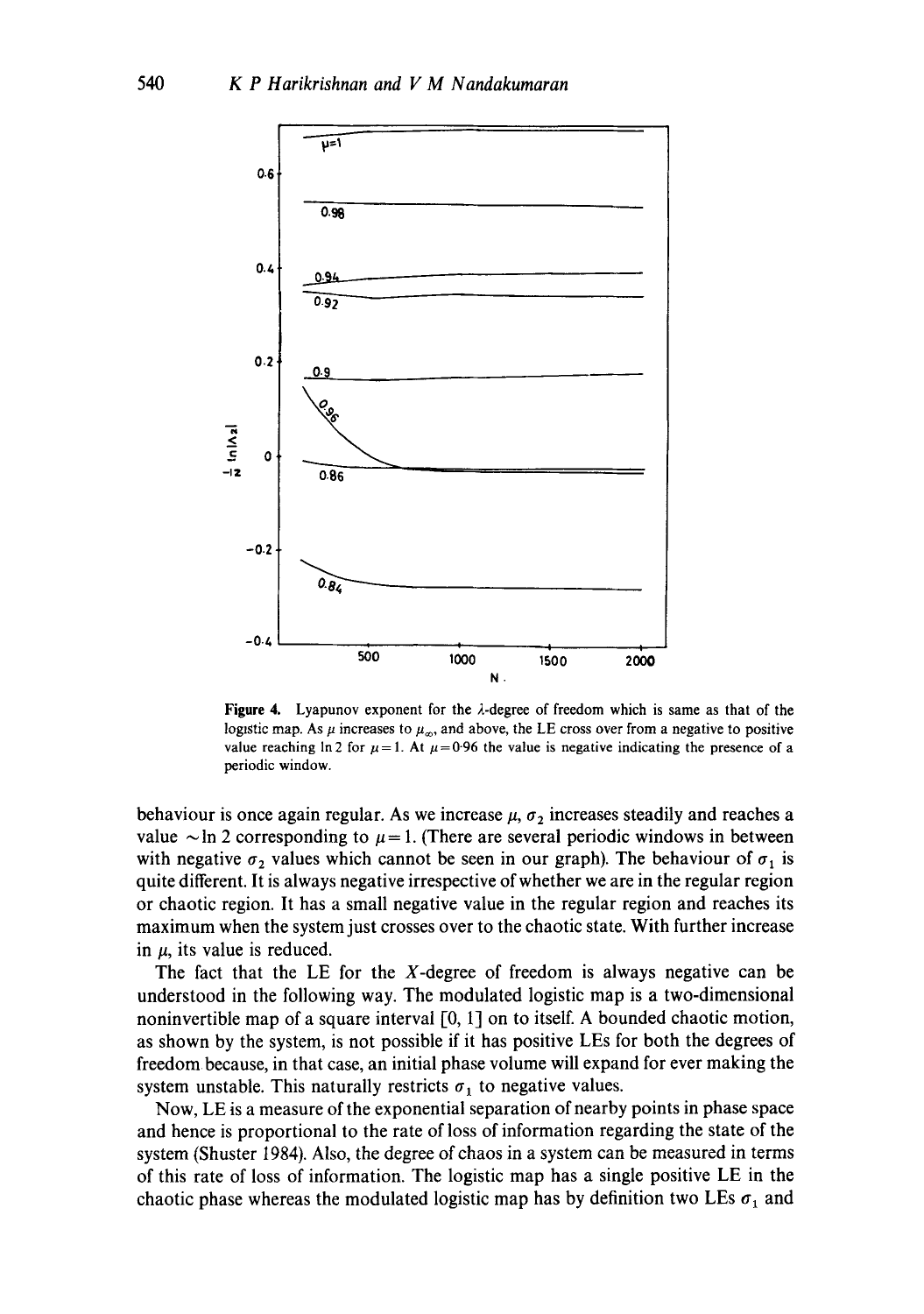**Figure 4.** Lyapunov exponent for the $\lambda$-degree of freedom which is same as that of the logistic map. As $\mu$ increases to $\mu_\infty$ and above, the LE cross over from a negative to positive value reaching $\ln 2$ for $\mu = 1$. At $\mu = 0.96$ the value is negative indicating the presence of a periodic window.

behaviour is once again regular. As we increase $\mu$, $\sigma_2$ increases steadily and reaches a value $\sim \ln 2$ corresponding to $\mu = 1$. (There are several periodic windows in between with negative $\sigma_2$ values which cannot be seen in our graph). The behaviour of $\sigma_1$ is quite different. It is always negative irrespective of whether we are in the regular region or chaotic region. It has a small negative value in the regular region and reaches its maximum when the system just crosses over to the chaotic state. With further increase in $\mu$, its value is reduced.

The fact that the LE for the $X$-degree of freedom is always negative can be understood in the following way. The modulated logistic map is a two-dimensional noninvertible map of a square interval [0, 1] on to itself. A bounded chaotic motion, as shown by the system, is not possible if it has positive LEs for both the degrees of freedom because, in that case, an initial phase volume will expand for ever making the system unstable. This naturally restricts $\sigma_1$ to negative values.

Now, LE is a measure of the exponential separation of nearby points in phase space and hence is proportional to the rate of loss of information regarding the state of the system (Shuster 1984). Also, the degree of chaos in a system can be measured in terms of this rate of loss of information. The logistic map has a single positive LE in the chaotic phase whereas the modulated logistic map has by definition two LEs $\sigma_1$ and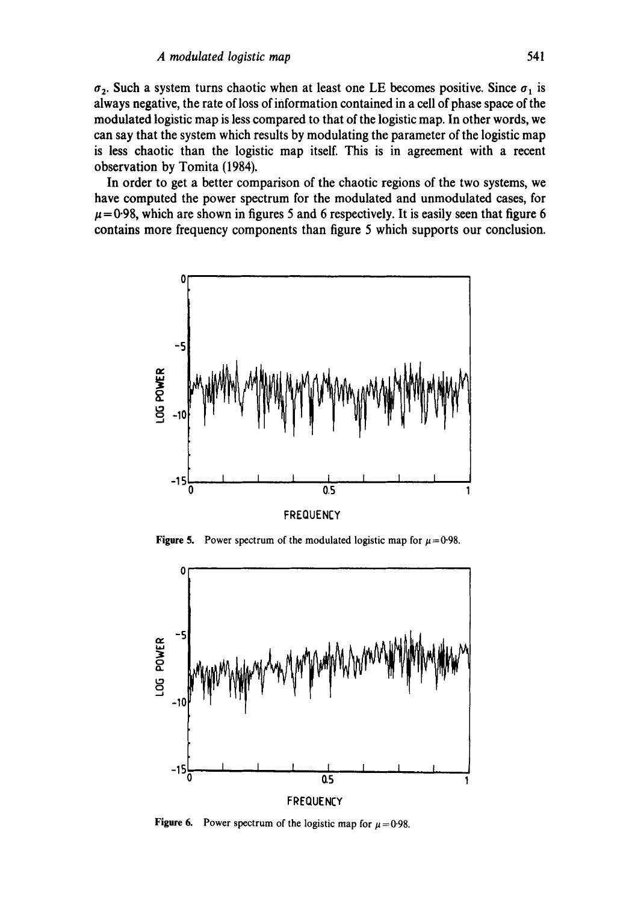$\sigma_2$. Such a system turns chaotic when at least one LE becomes positive. Since $\sigma_1$ is always negative, the rate of loss of information contained in a cell of phase space of the modulated logistic map is less compared to that of the logistic map. In other words, we can say that the system which results by modulating the parameter of the logistic map is less chaotic than the logistic map itself. This is in agreement with a recent observation by Tomita (1984).

In order to get a better comparison of the chaotic regions of the two systems, we have computed the power spectrum for the modulated and unmodulated cases, for $\mu = 0{\cdot}98$, which are shown in figures 5 and 6 respectively. It is easily seen that figure 6 contains more frequency components than figure 5 which supports our conclusion.

**Figure 5.** Power spectrum of the modulated logistic map for $\mu = 0{\cdot}98$.

**Figure 6.** Power spectrum of the logistic map for $\mu = 0{\cdot}98$.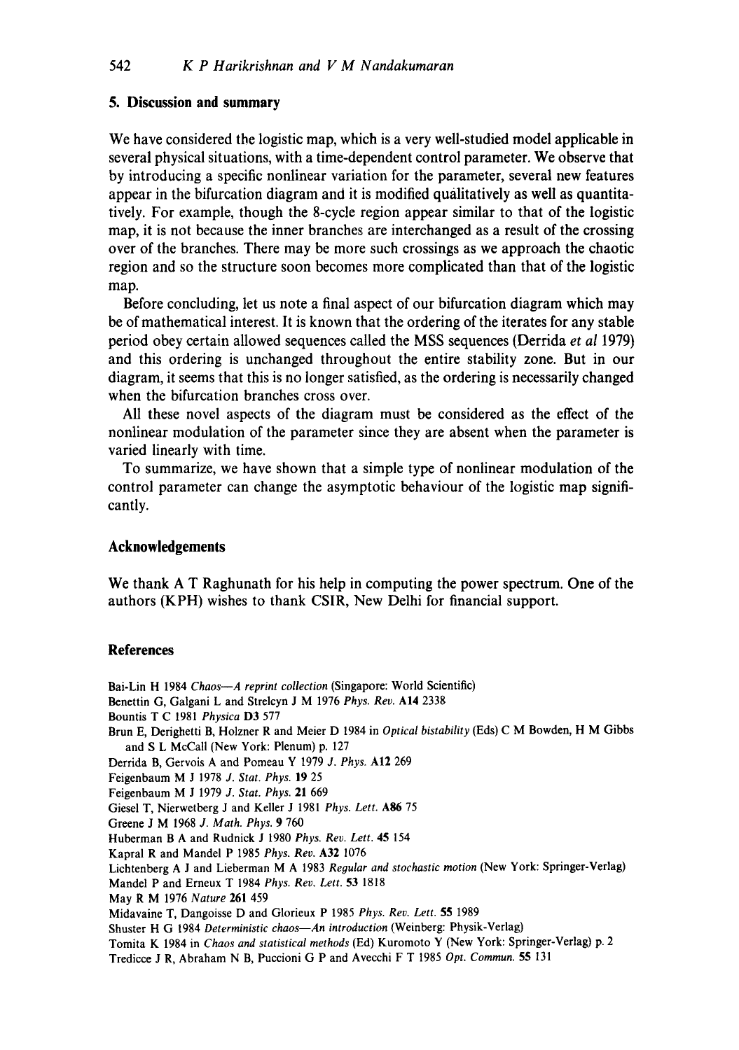## 5. Discussion and summary

We have considered the logistic map, which is a very well-studied model applicable in several physical situations, with a time-dependent control parameter. We observe that by introducing a specific nonlinear variation for the parameter, several new features appear in the bifurcation diagram and it is modified qualitatively as well as quantitatively. For example, though the 8-cycle region appear similar to that of the logistic map, it is not because the inner branches are interchanged as a result of the crossing over of the branches. There may be more such crossings as we approach the chaotic region and so the structure soon becomes more complicated than that of the logistic map.

Before concluding, let us note a final aspect of our bifurcation diagram which may be of mathematical interest. It is known that the ordering of the iterates for any stable period obey certain allowed sequences called the MSS sequences (Derrida *et al* 1979) and this ordering is unchanged throughout the entire stability zone. But in our diagram, it seems that this is no longer satisfied, as the ordering is necessarily changed when the bifurcation branches cross over.

All these novel aspects of the diagram must be considered as the effect of the nonlinear modulation of the parameter since they are absent when the parameter is varied linearly with time.

To summarize, we have shown that a simple type of nonlinear modulation of the control parameter can change the asymptotic behaviour of the logistic map significantly.

## Acknowledgements

We thank A T Raghunath for his help in computing the power spectrum. One of the authors (KPH) wishes to thank CSIR, New Delhi for financial support.

## References

Bai-Lin H 1984 *Chaos—A reprint collection* (Singapore: World Scientific)
Benettin G, Galgani L and Strelcyn J M 1976 *Phys. Rev.* **A14** 2338
Bountis T C 1981 *Physica* **D3** 577
Brun E, Derighetti B, Holzner R and Meier D 1984 in *Optical bistability* (Eds) C M Bowden, H M Gibbs and S L McCall (New York: Plenum) p. 127
Derrida B, Gervois A and Pomeau Y 1979 *J. Phys.* **A12** 269
Feigenbaum M J 1978 *J. Stat. Phys.* **19** 25
Feigenbaum M J 1979 *J. Stat. Phys.* **21** 669
Giesel T, Nierwetberg J and Keller J 1981 *Phys. Lett.* **A86** 75
Greene J M 1968 *J. Math. Phys.* **9** 760
Huberman B A and Rudnick J 1980 *Phys. Rev. Lett.* **45** 154
Kapral R and Mandel P 1985 *Phys. Rev.* **A32** 1076
Lichtenberg A J and Lieberman M A 1983 *Regular and stochastic motion* (New York: Springer-Verlag)
Mandel P and Erneux T 1984 *Phys. Rev. Lett.* **53** 1818
May R M 1976 *Nature* **261** 459
Midavaine T, Dangoisse D and Glorieux P 1985 *Phys. Rev. Lett.* **55** 1989
Shuster H G 1984 *Deterministic chaos—An introduction* (Weinberg: Physik-Verlag)
Tomita K 1984 in *Chaos and statistical methods* (Ed) Kuromoto Y (New York: Springer-Verlag) p. 2
Tredicce J R, Abraham N B, Puccioni G P and Avecchi F T 1985 *Opt. Commun.* **55** 131